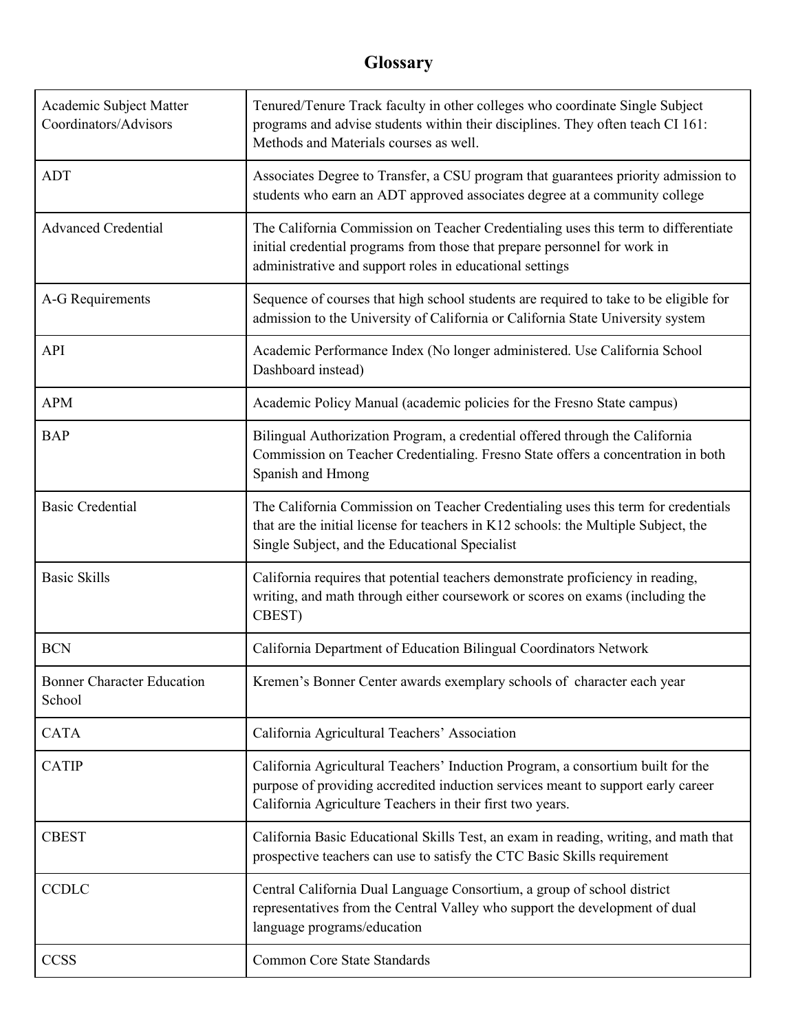# Glossary

| Term | Definition |
|---|---|
| Academic Subject Matter Coordinators/Advisors | Tenured/Tenure Track faculty in other colleges who coordinate Single Subject programs and advise students within their disciplines. They often teach CI 161: Methods and Materials courses as well. |
| ADT | Associates Degree to Transfer, a CSU program that guarantees priority admission to students who earn an ADT approved associates degree at a community college |
| Advanced Credential | The California Commission on Teacher Credentialing uses this term to differentiate initial credential programs from those that prepare personnel for work in administrative and support roles in educational settings |
| A-G Requirements | Sequence of courses that high school students are required to take to be eligible for admission to the University of California or California State University system |
| API | Academic Performance Index (No longer administered. Use California School Dashboard instead) |
| APM | Academic Policy Manual (academic policies for the Fresno State campus) |
| BAP | Bilingual Authorization Program, a credential offered through the California Commission on Teacher Credentialing. Fresno State offers a concentration in both Spanish and Hmong |
| Basic Credential | The California Commission on Teacher Credentialing uses this term for credentials that are the initial license for teachers in K12 schools: the Multiple Subject, the Single Subject, and the Educational Specialist |
| Basic Skills | California requires that potential teachers demonstrate proficiency in reading, writing, and math through either coursework or scores on exams (including the CBEST) |
| BCN | California Department of Education Bilingual Coordinators Network |
| Bonner Character Education School | Kremen's Bonner Center awards exemplary schools of character each year |
| CATA | California Agricultural Teachers' Association |
| CATIP | California Agricultural Teachers' Induction Program, a consortium built for the purpose of providing accredited induction services meant to support early career California Agriculture Teachers in their first two years. |
| CBEST | California Basic Educational Skills Test, an exam in reading, writing, and math that prospective teachers can use to satisfy the CTC Basic Skills requirement |
| CCDLC | Central California Dual Language Consortium, a group of school district representatives from the Central Valley who support the development of dual language programs/education |
| CCSS | Common Core State Standards |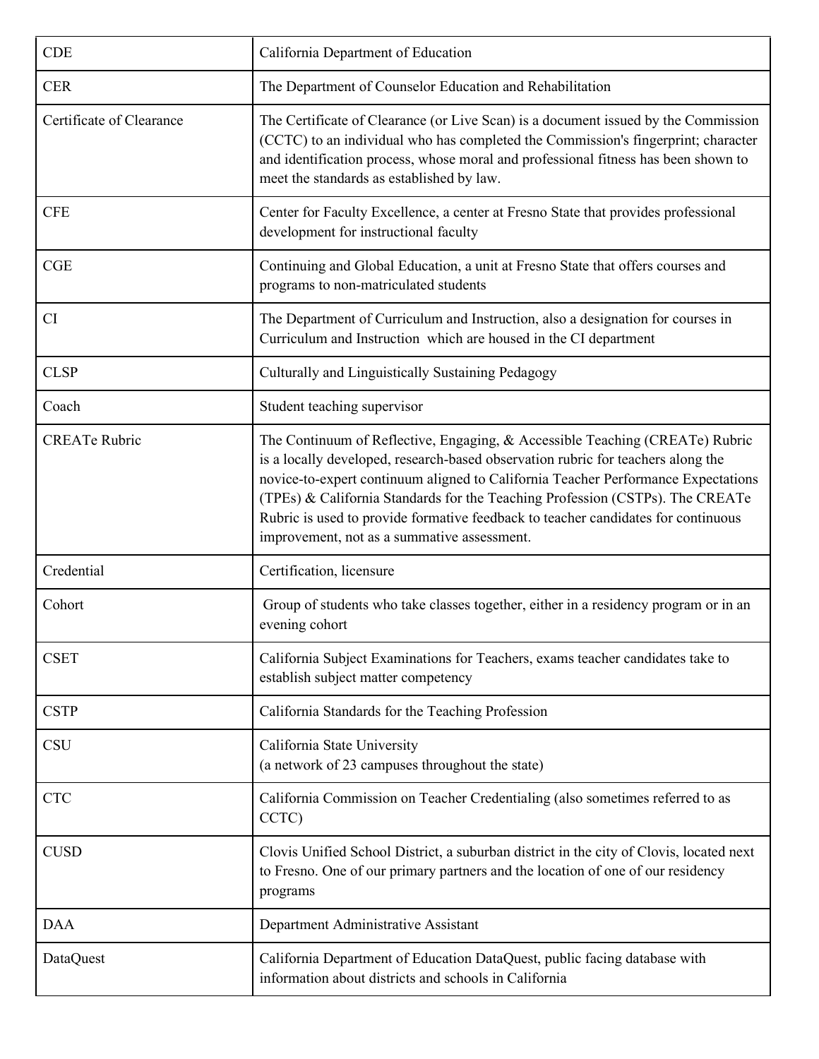| CDE | California Department of Education |
|---|---|
| CER | The Department of Counselor Education and Rehabilitation |
| Certificate of Clearance | The Certificate of Clearance (or Live Scan) is a document issued by the Commission (CCTC) to an individual who has completed the Commission's fingerprint; character and identification process, whose moral and professional fitness has been shown to meet the standards as established by law. |
| CFE | Center for Faculty Excellence, a center at Fresno State that provides professional development for instructional faculty |
| CGE | Continuing and Global Education, a unit at Fresno State that offers courses and programs to non-matriculated students |
| CI | The Department of Curriculum and Instruction, also a designation for courses in Curriculum and Instruction which are housed in the CI department |
| CLSP | Culturally and Linguistically Sustaining Pedagogy |
| Coach | Student teaching supervisor |
| CREATe Rubric | The Continuum of Reflective, Engaging, & Accessible Teaching (CREATe) Rubric is a locally developed, research-based observation rubric for teachers along the novice-to-expert continuum aligned to California Teacher Performance Expectations (TPEs) & California Standards for the Teaching Profession (CSTPs). The CREATe Rubric is used to provide formative feedback to teacher candidates for continuous improvement, not as a summative assessment. |
| Credential | Certification, licensure |
| Cohort | Group of students who take classes together, either in a residency program or in an evening cohort |
| CSET | California Subject Examinations for Teachers, exams teacher candidates take to establish subject matter competency |
| CSTP | California Standards for the Teaching Profession |
| CSU | California State University (a network of 23 campuses throughout the state) |
| CTC | California Commission on Teacher Credentialing (also sometimes referred to as CCTC) |
| CUSD | Clovis Unified School District, a suburban district in the city of Clovis, located next to Fresno. One of our primary partners and the location of one of our residency programs |
| DAA | Department Administrative Assistant |
| DataQuest | California Department of Education DataQuest, public facing database with information about districts and schools in California |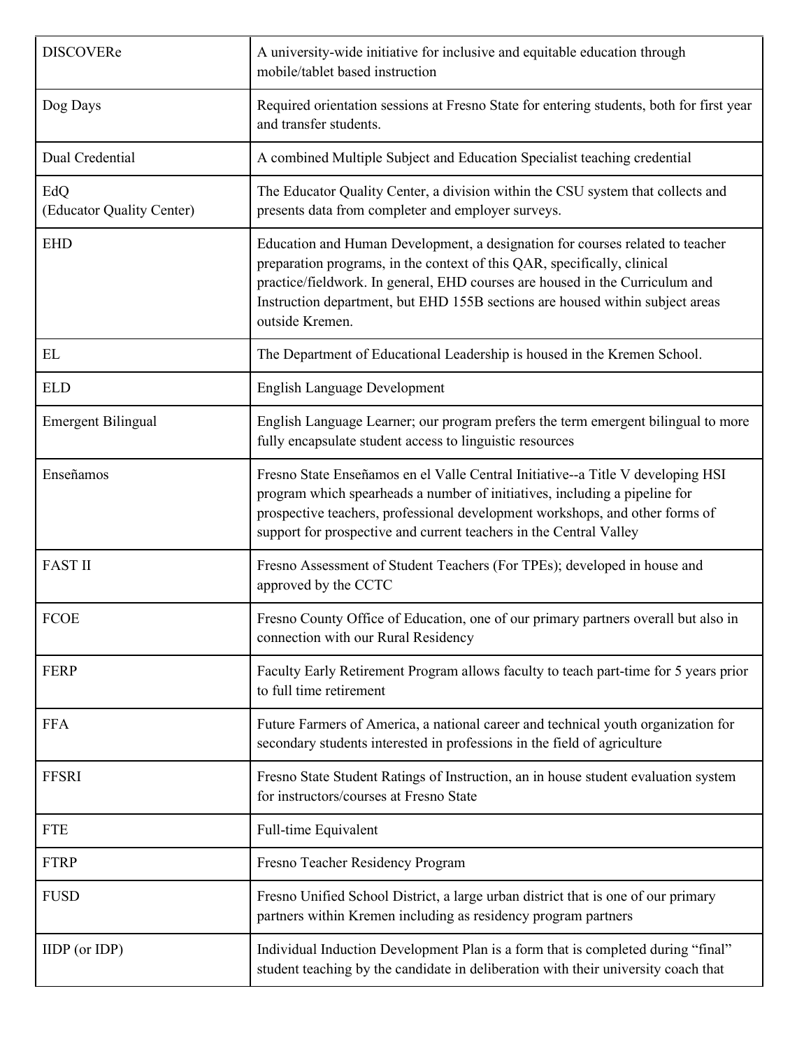| | |
|---|---|
| DISCOVERe | A university-wide initiative for inclusive and equitable education through mobile/tablet based instruction |
| Dog Days | Required orientation sessions at Fresno State for entering students, both for first year and transfer students. |
| Dual Credential | A combined Multiple Subject and Education Specialist teaching credential |
| EdQ (Educator Quality Center) | The Educator Quality Center, a division within the CSU system that collects and presents data from completer and employer surveys. |
| EHD | Education and Human Development, a designation for courses related to teacher preparation programs, in the context of this QAR, specifically, clinical practice/fieldwork. In general, EHD courses are housed in the Curriculum and Instruction department, but EHD 155B sections are housed within subject areas outside Kremen. |
| EL | The Department of Educational Leadership is housed in the Kremen School. |
| ELD | English Language Development |
| Emergent Bilingual | English Language Learner; our program prefers the term emergent bilingual to more fully encapsulate student access to linguistic resources |
| Enseñamos | Fresno State Enseñamos en el Valle Central Initiative--a Title V developing HSI program which spearheads a number of initiatives, including a pipeline for prospective teachers, professional development workshops, and other forms of support for prospective and current teachers in the Central Valley |
| FAST II | Fresno Assessment of Student Teachers (For TPEs); developed in house and approved by the CCTC |
| FCOE | Fresno County Office of Education, one of our primary partners overall but also in connection with our Rural Residency |
| FERP | Faculty Early Retirement Program allows faculty to teach part-time for 5 years prior to full time retirement |
| FFA | Future Farmers of America, a national career and technical youth organization for secondary students interested in professions in the field of agriculture |
| FFSRI | Fresno State Student Ratings of Instruction, an in house student evaluation system for instructors/courses at Fresno State |
| FTE | Full-time Equivalent |
| FTRP | Fresno Teacher Residency Program |
| FUSD | Fresno Unified School District, a large urban district that is one of our primary partners within Kremen including as residency program partners |
| IIDP (or IDP) | Individual Induction Development Plan is a form that is completed during "final" student teaching by the candidate in deliberation with their university coach that |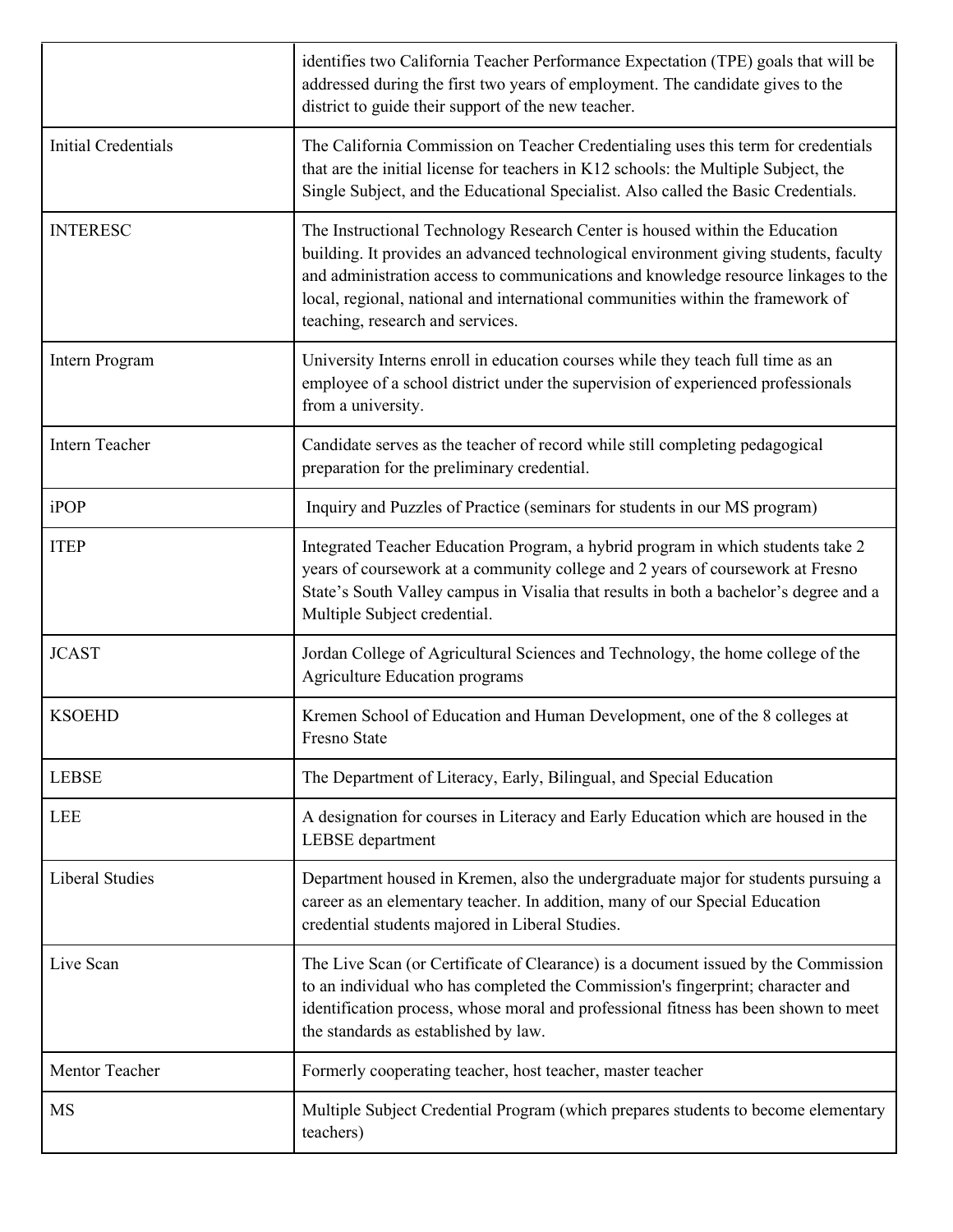| | |
|---|---|
| | identifies two California Teacher Performance Expectation (TPE) goals that will be addressed during the first two years of employment. The candidate gives to the district to guide their support of the new teacher. |
| Initial Credentials | The California Commission on Teacher Credentialing uses this term for credentials that are the initial license for teachers in K12 schools: the Multiple Subject, the Single Subject, and the Educational Specialist. Also called the Basic Credentials. |
| INTERESC | The Instructional Technology Research Center is housed within the Education building. It provides an advanced technological environment giving students, faculty and administration access to communications and knowledge resource linkages to the local, regional, national and international communities within the framework of teaching, research and services. |
| Intern Program | University Interns enroll in education courses while they teach full time as an employee of a school district under the supervision of experienced professionals from a university. |
| Intern Teacher | Candidate serves as the teacher of record while still completing pedagogical preparation for the preliminary credential. |
| iPOP | Inquiry and Puzzles of Practice (seminars for students in our MS program) |
| ITEP | Integrated Teacher Education Program, a hybrid program in which students take 2 years of coursework at a community college and 2 years of coursework at Fresno State's South Valley campus in Visalia that results in both a bachelor's degree and a Multiple Subject credential. |
| JCAST | Jordan College of Agricultural Sciences and Technology, the home college of the Agriculture Education programs |
| KSOEHD | Kremen School of Education and Human Development, one of the 8 colleges at Fresno State |
| LEBSE | The Department of Literacy, Early, Bilingual, and Special Education |
| LEE | A designation for courses in Literacy and Early Education which are housed in the LEBSE department |
| Liberal Studies | Department housed in Kremen, also the undergraduate major for students pursuing a career as an elementary teacher. In addition, many of our Special Education credential students majored in Liberal Studies. |
| Live Scan | The Live Scan (or Certificate of Clearance) is a document issued by the Commission to an individual who has completed the Commission's fingerprint; character and identification process, whose moral and professional fitness has been shown to meet the standards as established by law. |
| Mentor Teacher | Formerly cooperating teacher, host teacher, master teacher |
| MS | Multiple Subject Credential Program (which prepares students to become elementary teachers) |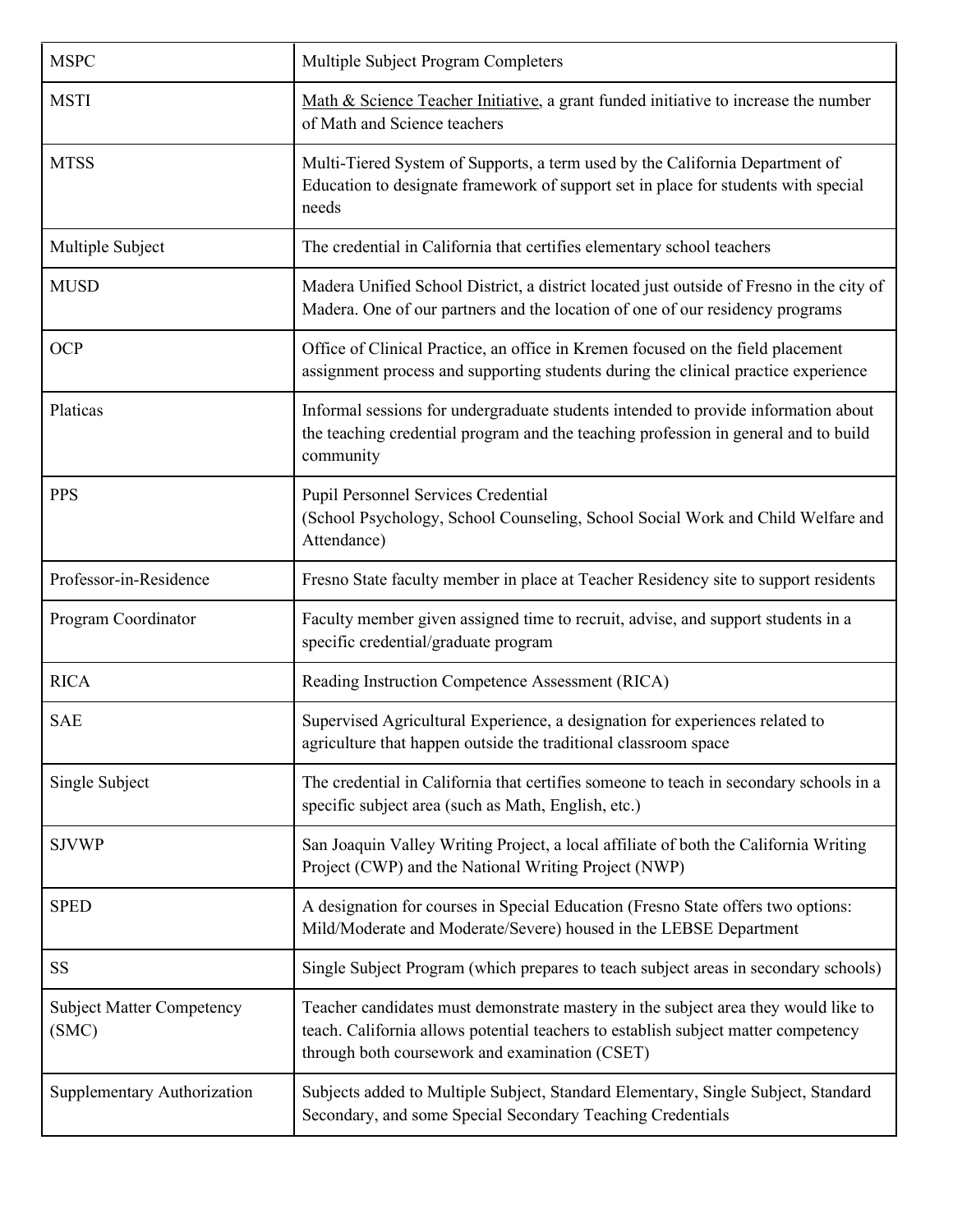| MSPC | Multiple Subject Program Completers |
|---|---|
| MSTI | Math & Science Teacher Initiative, a grant funded initiative to increase the number of Math and Science teachers |
| MTSS | Multi-Tiered System of Supports, a term used by the California Department of Education to designate framework of support set in place for students with special needs |
| Multiple Subject | The credential in California that certifies elementary school teachers |
| MUSD | Madera Unified School District, a district located just outside of Fresno in the city of Madera. One of our partners and the location of one of our residency programs |
| OCP | Office of Clinical Practice, an office in Kremen focused on the field placement assignment process and supporting students during the clinical practice experience |
| Platicas | Informal sessions for undergraduate students intended to provide information about the teaching credential program and the teaching profession in general and to build community |
| PPS | Pupil Personnel Services Credential (School Psychology, School Counseling, School Social Work and Child Welfare and Attendance) |
| Professor-in-Residence | Fresno State faculty member in place at Teacher Residency site to support residents |
| Program Coordinator | Faculty member given assigned time to recruit, advise, and support students in a specific credential/graduate program |
| RICA | Reading Instruction Competence Assessment (RICA) |
| SAE | Supervised Agricultural Experience, a designation for experiences related to agriculture that happen outside the traditional classroom space |
| Single Subject | The credential in California that certifies someone to teach in secondary schools in a specific subject area (such as Math, English, etc.) |
| SJVWP | San Joaquin Valley Writing Project, a local affiliate of both the California Writing Project (CWP) and the National Writing Project (NWP) |
| SPED | A designation for courses in Special Education (Fresno State offers two options: Mild/Moderate and Moderate/Severe) housed in the LEBSE Department |
| SS | Single Subject Program (which prepares to teach subject areas in secondary schools) |
| Subject Matter Competency (SMC) | Teacher candidates must demonstrate mastery in the subject area they would like to teach. California allows potential teachers to establish subject matter competency through both coursework and examination (CSET) |
| Supplementary Authorization | Subjects added to Multiple Subject, Standard Elementary, Single Subject, Standard Secondary, and some Special Secondary Teaching Credentials |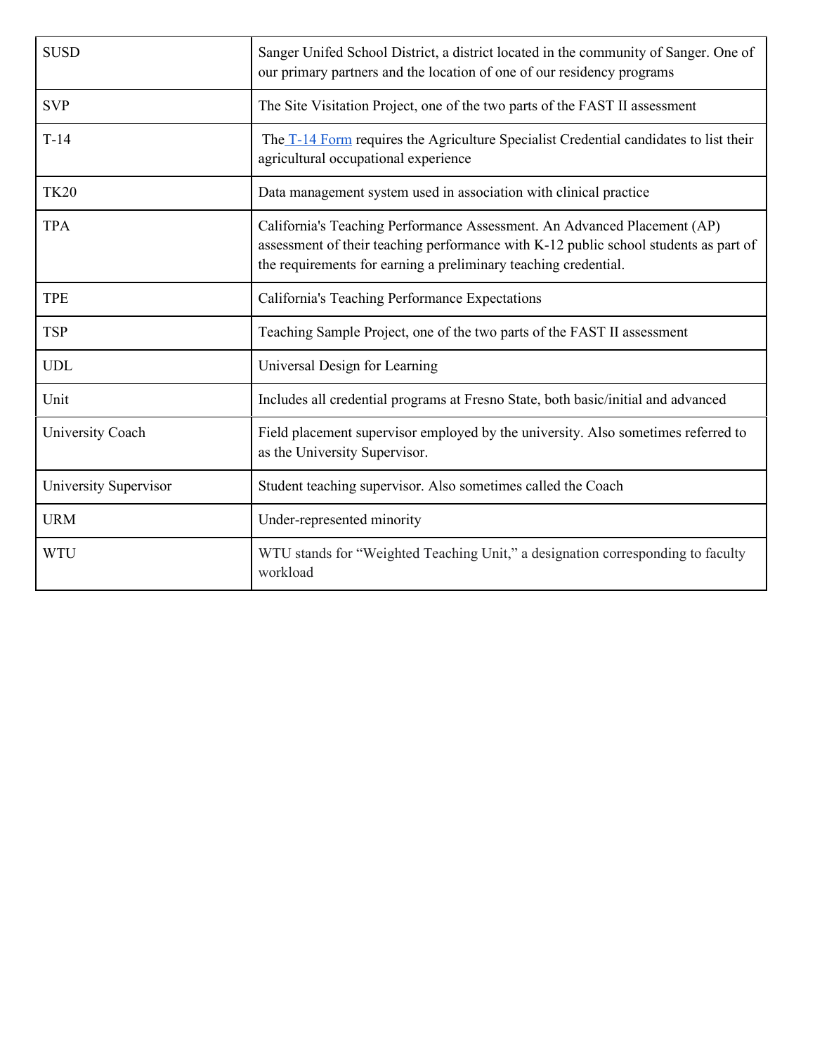| | |
|---|---|
| SUSD | Sanger Unifed School District, a district located in the community of Sanger. One of our primary partners and the location of one of our residency programs |
| SVP | The Site Visitation Project, one of the two parts of the FAST II assessment |
| T-14 | The T-14 Form requires the Agriculture Specialist Credential candidates to list their agricultural occupational experience |
| TK20 | Data management system used in association with clinical practice |
| TPA | California's Teaching Performance Assessment. An Advanced Placement (AP) assessment of their teaching performance with K-12 public school students as part of the requirements for earning a preliminary teaching credential. |
| TPE | California's Teaching Performance Expectations |
| TSP | Teaching Sample Project, one of the two parts of the FAST II assessment |
| UDL | Universal Design for Learning |
| Unit | Includes all credential programs at Fresno State, both basic/initial and advanced |
| University Coach | Field placement supervisor employed by the university. Also sometimes referred to as the University Supervisor. |
| University Supervisor | Student teaching supervisor. Also sometimes called the Coach |
| URM | Under-represented minority |
| WTU | WTU stands for “Weighted Teaching Unit,” a designation corresponding to faculty workload |